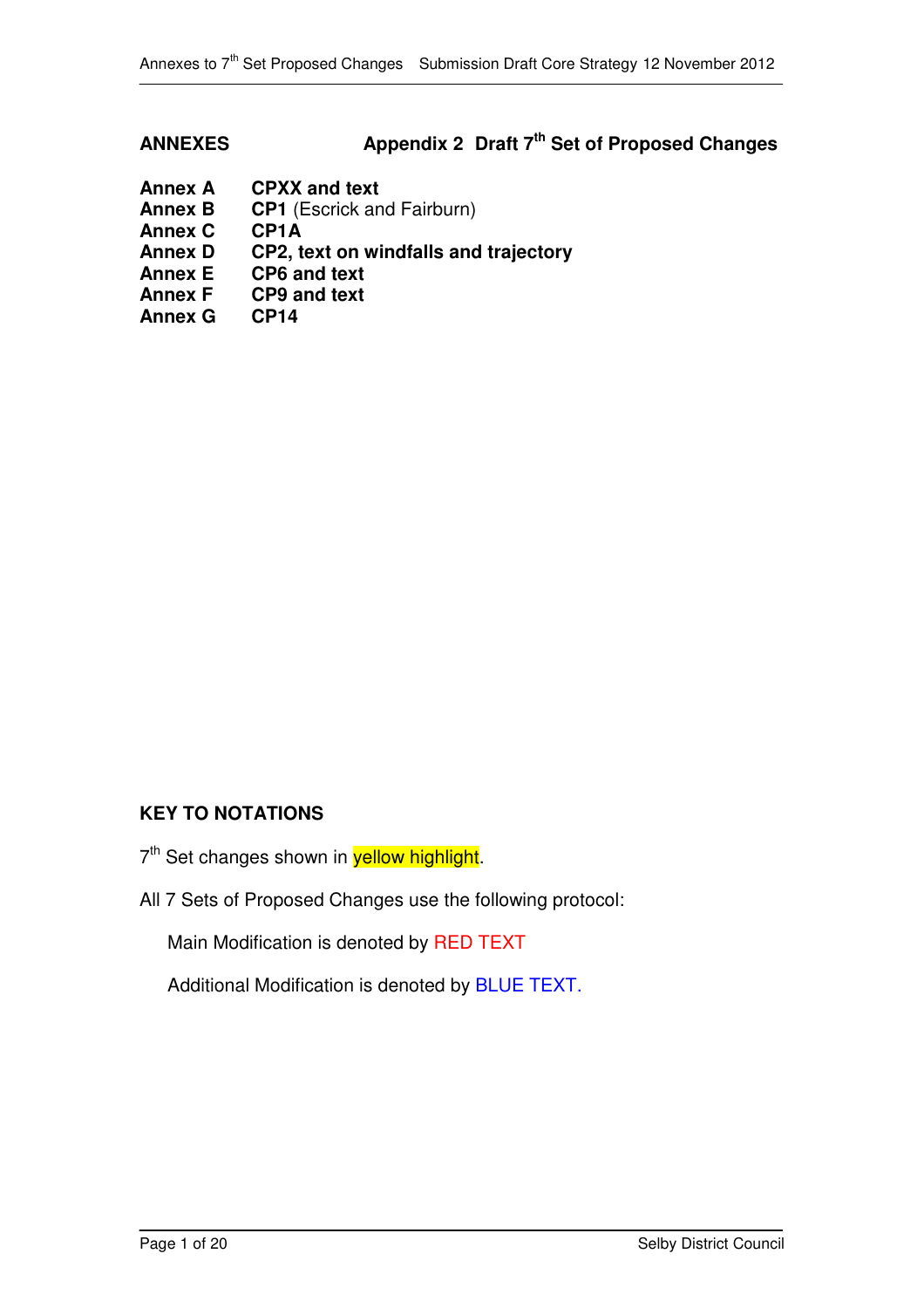**ANNEXES** **Appendix 2 Draft 7th Set of Proposed Changes**

| | |
|---|---|
| **Annex A** | **CPXX and text** |
| **Annex B** | **CP1** (Escrick and Fairburn) |
| **Annex C** | **CP1A** |
| **Annex D** | **CP2, text on windfalls and trajectory** |
| **Annex E** | **CP6 and text** |
| **Annex F** | **CP9 and text** |
| **Annex G** | **CP14** |

**KEY TO NOTATIONS**

7th Set changes shown in yellow highlight.

All 7 Sets of Proposed Changes use the following protocol:

Main Modification is denoted by RED TEXT

Additional Modification is denoted by BLUE TEXT.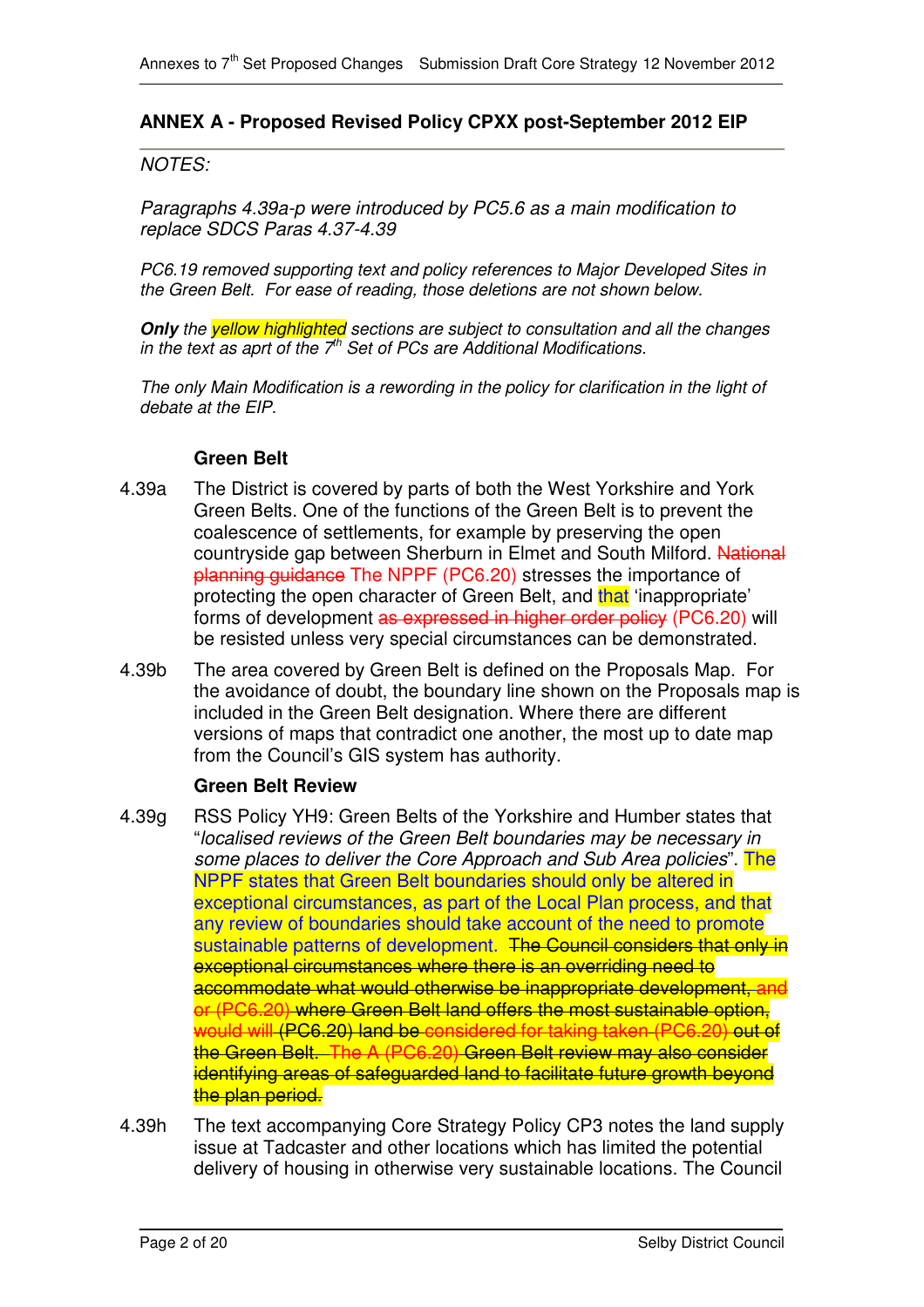## ANNEX A - Proposed Revised Policy CPXX post-September 2012 EIP

*NOTES:*

*Paragraphs 4.39a-p were introduced by PC5.6 as a main modification to replace SDCS Paras 4.37-4.39*

*PC6.19 removed supporting text and policy references to Major Developed Sites in the Green Belt. For ease of reading, those deletions are not shown below.*

***Only** the yellow highlighted sections are subject to consultation and all the changes in the text as aprt of the 7th Set of PCs are Additional Modifications.*

*The only Main Modification is a rewording in the policy for clarification in the light of debate at the EIP.*

**Green Belt**

4.39a The District is covered by parts of both the West Yorkshire and York Green Belts. One of the functions of the Green Belt is to prevent the coalescence of settlements, for example by preserving the open countryside gap between Sherburn in Elmet and South Milford. ~~National planning guidance~~ The NPPF (PC6.20) stresses the importance of protecting the open character of Green Belt, and that 'inappropriate' forms of development ~~as expressed in higher order policy~~ (PC6.20) will be resisted unless very special circumstances can be demonstrated.

4.39b The area covered by Green Belt is defined on the Proposals Map. For the avoidance of doubt, the boundary line shown on the Proposals map is included in the Green Belt designation. Where there are different versions of maps that contradict one another, the most up to date map from the Council's GIS system has authority.

**Green Belt Review**

4.39g RSS Policy YH9: Green Belts of the Yorkshire and Humber states that "*localised reviews of the Green Belt boundaries may be necessary in some places to deliver the Core Approach and Sub Area policies*". The NPPF states that Green Belt boundaries should only be altered in exceptional circumstances, as part of the Local Plan process, and that any review of boundaries should take account of the need to promote sustainable patterns of development. ~~The Council considers that only in exceptional circumstances where there is an overriding need to accommodate what would otherwise be inappropriate development, and or (PC6.20) where Green Belt land offers the most sustainable option, would will (PC6.20) land be considered for taking taken (PC6.20) out of the Green Belt. The A (PC6.20) Green Belt review may also consider identifying areas of safeguarded land to facilitate future growth beyond the plan period.~~

4.39h The text accompanying Core Strategy Policy CP3 notes the land supply issue at Tadcaster and other locations which has limited the potential delivery of housing in otherwise very sustainable locations. The Council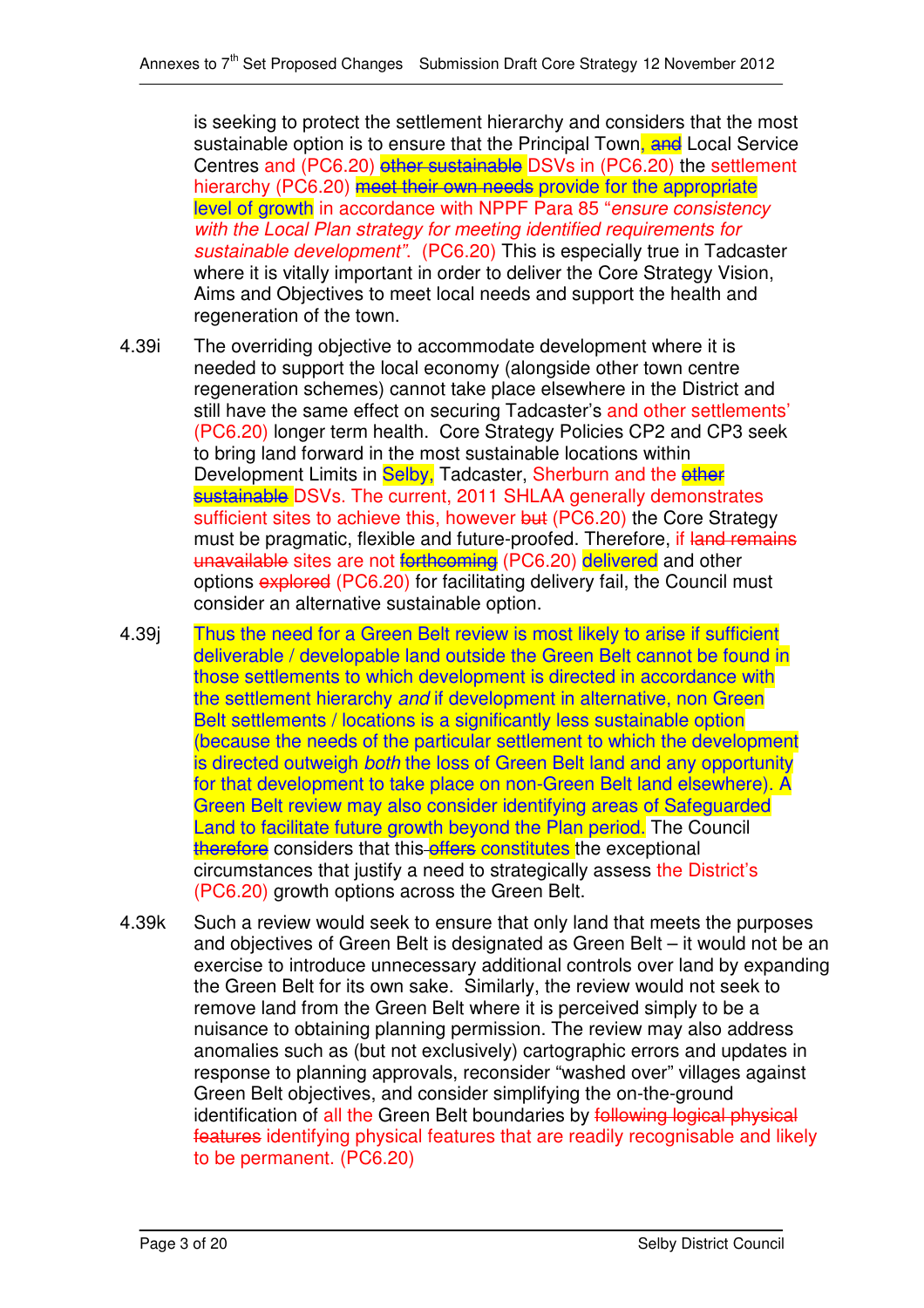is seeking to protect the settlement hierarchy and considers that the most sustainable option is to ensure that the Principal Town, ~~and~~ Local Service Centres and (PC6.20) ~~other sustainable~~ DSVs in (PC6.20) the settlement hierarchy (PC6.20) ~~meet their own needs~~ provide for the appropriate level of growth in accordance with NPPF Para 85 "*ensure consistency with the Local Plan strategy for meeting identified requirements for sustainable development"*. (PC6.20) This is especially true in Tadcaster where it is vitally important in order to deliver the Core Strategy Vision, Aims and Objectives to meet local needs and support the health and regeneration of the town.

4.39i The overriding objective to accommodate development where it is needed to support the local economy (alongside other town centre regeneration schemes) cannot take place elsewhere in the District and still have the same effect on securing Tadcaster's and other settlements' (PC6.20) longer term health. Core Strategy Policies CP2 and CP3 seek to bring land forward in the most sustainable locations within Development Limits in Selby, Tadcaster, Sherburn and the ~~other sustainable~~ DSVs. The current, 2011 SHLAA generally demonstrates sufficient sites to achieve this, however ~~but~~ (PC6.20) the Core Strategy must be pragmatic, flexible and future-proofed. Therefore, if ~~land remains unavailable~~ sites are not ~~forthcoming~~ (PC6.20) delivered and other options ~~explored~~ (PC6.20) for facilitating delivery fail, the Council must consider an alternative sustainable option.

4.39j Thus the need for a Green Belt review is most likely to arise if sufficient deliverable / developable land outside the Green Belt cannot be found in those settlements to which development is directed in accordance with the settlement hierarchy *and* if development in alternative, non Green Belt settlements / locations is a significantly less sustainable option (because the needs of the particular settlement to which the development is directed outweigh *both* the loss of Green Belt land and any opportunity for that development to take place on non-Green Belt land elsewhere). A Green Belt review may also consider identifying areas of Safeguarded Land to facilitate future growth beyond the Plan period. The Council ~~therefore~~ considers that this ~~offers~~ constitutes the exceptional circumstances that justify a need to strategically assess the District's (PC6.20) growth options across the Green Belt.

4.39k Such a review would seek to ensure that only land that meets the purposes and objectives of Green Belt is designated as Green Belt – it would not be an exercise to introduce unnecessary additional controls over land by expanding the Green Belt for its own sake. Similarly, the review would not seek to remove land from the Green Belt where it is perceived simply to be a nuisance to obtaining planning permission. The review may also address anomalies such as (but not exclusively) cartographic errors and updates in response to planning approvals, reconsider "washed over" villages against Green Belt objectives, and consider simplifying the on-the-ground identification of all the Green Belt boundaries by ~~following logical physical features~~ identifying physical features that are readily recognisable and likely to be permanent. (PC6.20)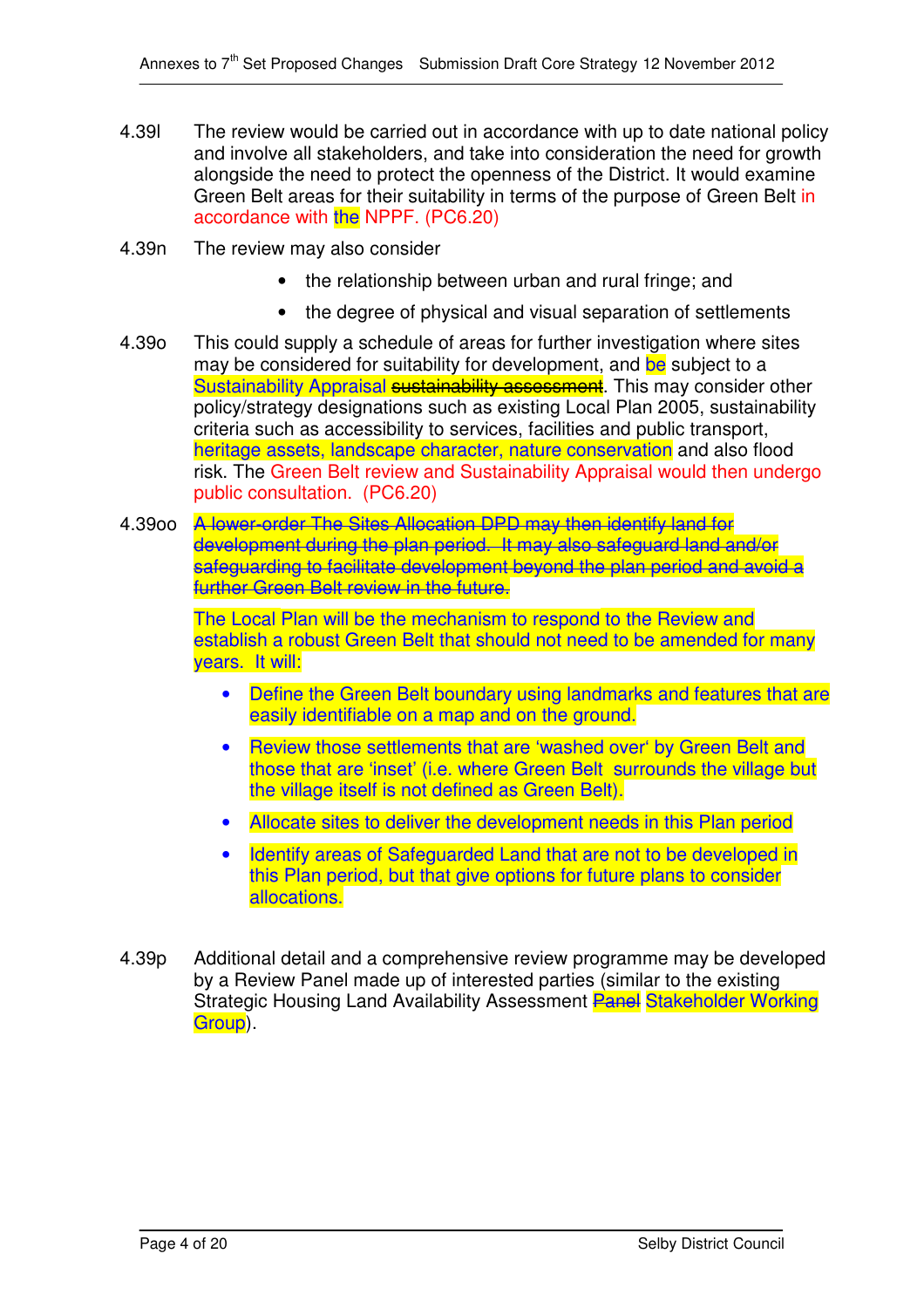4.39l The review would be carried out in accordance with up to date national policy and involve all stakeholders, and take into consideration the need for growth alongside the need to protect the openness of the District. It would examine Green Belt areas for their suitability in terms of the purpose of Green Belt in accordance with the NPPF. (PC6.20)

4.39n The review may also consider

- the relationship between urban and rural fringe; and
- the degree of physical and visual separation of settlements

4.39o This could supply a schedule of areas for further investigation where sites may be considered for suitability for development, and be subject to a Sustainability Appraisal ~~sustainability assessment~~. This may consider other policy/strategy designations such as existing Local Plan 2005, sustainability criteria such as accessibility to services, facilities and public transport, heritage assets, landscape character, nature conservation and also flood risk. The Green Belt review and Sustainability Appraisal would then undergo public consultation. (PC6.20)

4.39oo ~~A lower-order The Sites Allocation DPD may then identify land for development during the plan period. It may also safeguard land and/or safeguarding to facilitate development beyond the plan period and avoid a further Green Belt review in the future.~~

The Local Plan will be the mechanism to respond to the Review and establish a robust Green Belt that should not need to be amended for many years. It will:

- Define the Green Belt boundary using landmarks and features that are easily identifiable on a map and on the ground.
- Review those settlements that are 'washed over' by Green Belt and those that are 'inset' (i.e. where Green Belt surrounds the village but the village itself is not defined as Green Belt).
- Allocate sites to deliver the development needs in this Plan period
- Identify areas of Safeguarded Land that are not to be developed in this Plan period, but that give options for future plans to consider allocations.

4.39p Additional detail and a comprehensive review programme may be developed by a Review Panel made up of interested parties (similar to the existing Strategic Housing Land Availability Assessment ~~Panel~~ Stakeholder Working Group).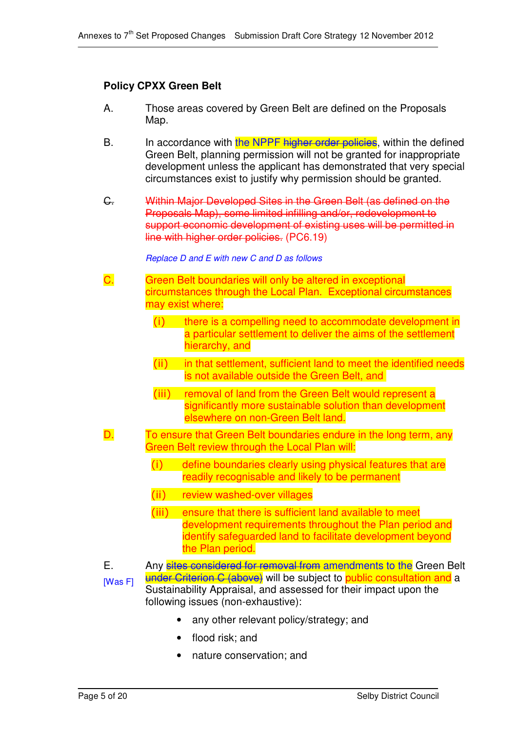**Policy CPXX Green Belt**

A. Those areas covered by Green Belt are defined on the Proposals Map.

B. In accordance with the NPPF ~~higher order policies~~, within the defined Green Belt, planning permission will not be granted for inappropriate development unless the applicant has demonstrated that very special circumstances exist to justify why permission should be granted.

~~C. Within Major Developed Sites in the Green Belt (as defined on the Proposals Map), some limited infilling and/or, redevelopment to support economic development of existing uses will be permitted in line with higher order policies.~~ (PC6.19)

*Replace D and E with new C and D as follows*

C. Green Belt boundaries will only be altered in exceptional circumstances through the Local Plan. Exceptional circumstances may exist where:

- (i) there is a compelling need to accommodate development in a particular settlement to deliver the aims of the settlement hierarchy, and
- (ii) in that settlement, sufficient land to meet the identified needs is not available outside the Green Belt, and
- (iii) removal of land from the Green Belt would represent a significantly more sustainable solution than development elsewhere on non-Green Belt land.

D. To ensure that Green Belt boundaries endure in the long term, any Green Belt review through the Local Plan will:

- (i) define boundaries clearly using physical features that are readily recognisable and likely to be permanent
- (ii) review washed-over villages
- (iii) ensure that there is sufficient land available to meet development requirements throughout the Plan period and identify safeguarded land to facilitate development beyond the Plan period.

E. [Was F] Any ~~sites considered for removal from~~ amendments to the Green Belt ~~under Criterion C (above)~~ will be subject to public consultation and a Sustainability Appraisal, and assessed for their impact upon the following issues (non-exhaustive):

- any other relevant policy/strategy; and
- flood risk; and
- nature conservation; and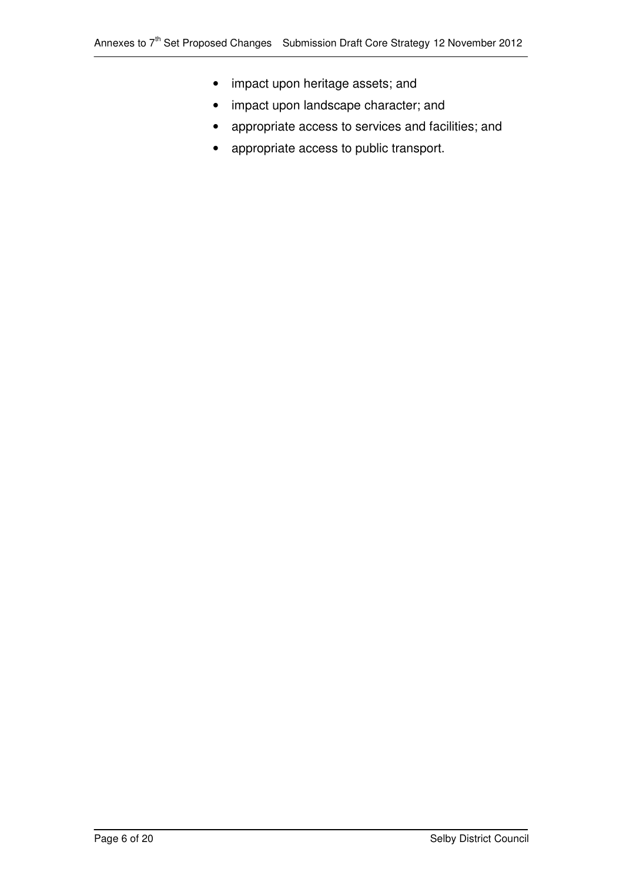- impact upon heritage assets; and
- impact upon landscape character; and
- appropriate access to services and facilities; and
- appropriate access to public transport.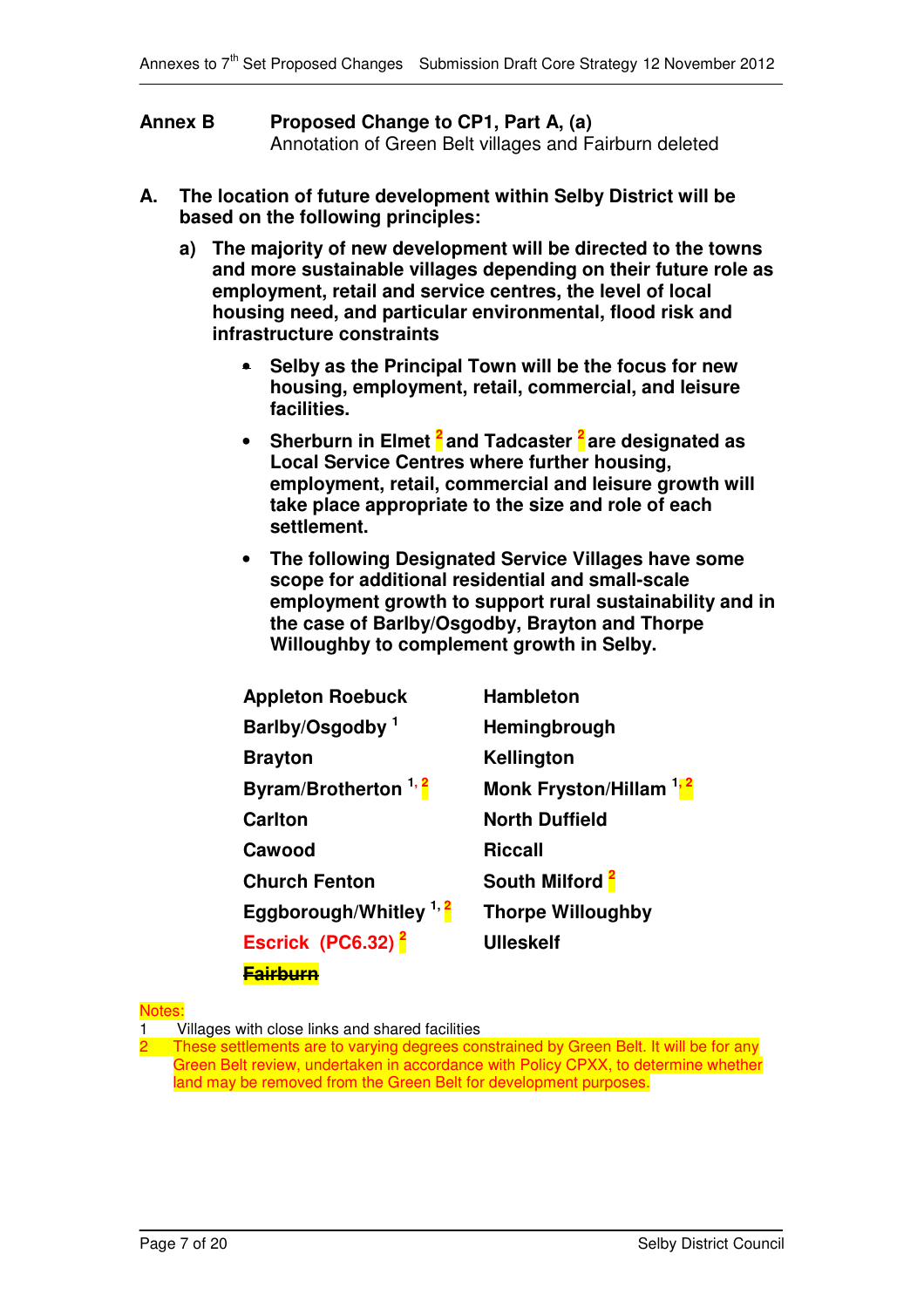**Annex B Proposed Change to CP1, Part A, (a)**
Annotation of Green Belt villages and Fairburn deleted

**A. The location of future development within Selby District will be based on the following principles:**

**a) The majority of new development will be directed to the towns and more sustainable villages depending on their future role as employment, retail and service centres, the level of local housing need, and particular environmental, flood risk and infrastructure constraints**

- **Selby as the Principal Town will be the focus for new housing, employment, retail, commercial, and leisure facilities.**
- **Sherburn in Elmet [2] and Tadcaster [2] are designated as Local Service Centres where further housing, employment, retail, commercial and leisure growth will take place appropriate to the size and role of each settlement.**
- **The following Designated Service Villages have some scope for additional residential and small-scale employment growth to support rural sustainability and in the case of Barlby/Osgodby, Brayton and Thorpe Willoughby to complement growth in Selby.**

| | |
|---|---|
| **Appleton Roebuck** | **Hambleton** |
| **Barlby/Osgodby [1]** | **Hemingbrough** |
| **Brayton** | **Kellington** |
| **Byram/Brotherton [1, 2]** | **Monk Fryston/Hillam [1, 2]** |
| **Carlton** | **North Duffield** |
| **Cawood** | **Riccall** |
| **Church Fenton** | **South Milford [2]** |
| **Eggborough/Whitley [1, 2]** | **Thorpe Willoughby** |
| **Escrick (PC6.32) [2]** | **Ulleskelf** |
| **~~Fairburn~~** | |

Notes:

1 Villages with close links and shared facilities

2 These settlements are to varying degrees constrained by Green Belt. It will be for any Green Belt review, undertaken in accordance with Policy CPXX, to determine whether land may be removed from the Green Belt for development purposes.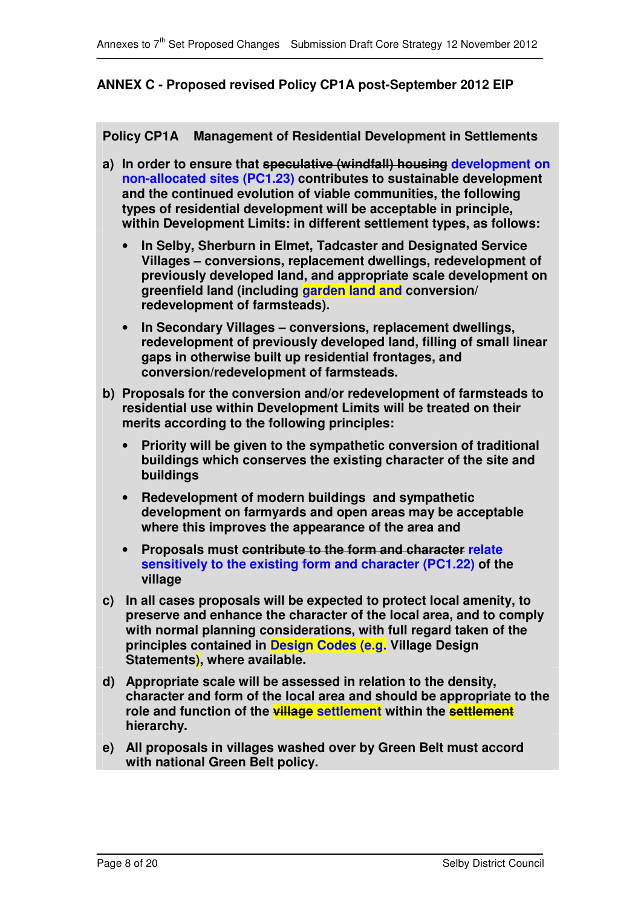**ANNEX C - Proposed revised Policy CP1A post-September 2012 EIP**

**Policy CP1A Management of Residential Development in Settlements**

**a) In order to ensure that ~~speculative (windfall) housing~~ development on non-allocated sites (PC1.23) contributes to sustainable development and the continued evolution of viable communities, the following types of residential development will be acceptable in principle, within Development Limits: in different settlement types, as follows:**

- **In Selby, Sherburn in Elmet, Tadcaster and Designated Service Villages – conversions, replacement dwellings, redevelopment of previously developed land, and appropriate scale development on greenfield land (including garden land and conversion/ redevelopment of farmsteads).**
- **In Secondary Villages – conversions, replacement dwellings, redevelopment of previously developed land, filling of small linear gaps in otherwise built up residential frontages, and conversion/redevelopment of farmsteads.**

**b) Proposals for the conversion and/or redevelopment of farmsteads to residential use within Development Limits will be treated on their merits according to the following principles:**

- **Priority will be given to the sympathetic conversion of traditional buildings which conserves the existing character of the site and buildings**
- **Redevelopment of modern buildings and sympathetic development on farmyards and open areas may be acceptable where this improves the appearance of the area and**
- **Proposals must ~~contribute to the form and character~~ relate sensitively to the existing form and character (PC1.22) of the village**

**c) In all cases proposals will be expected to protect local amenity, to preserve and enhance the character of the local area, and to comply with normal planning considerations, with full regard taken of the principles contained in Design Codes (e.g. Village Design Statements), where available.**

**d) Appropriate scale will be assessed in relation to the density, character and form of the local area and should be appropriate to the role and function of the ~~village~~ settlement within the ~~settlement~~ hierarchy.**

**e) All proposals in villages washed over by Green Belt must accord with national Green Belt policy.**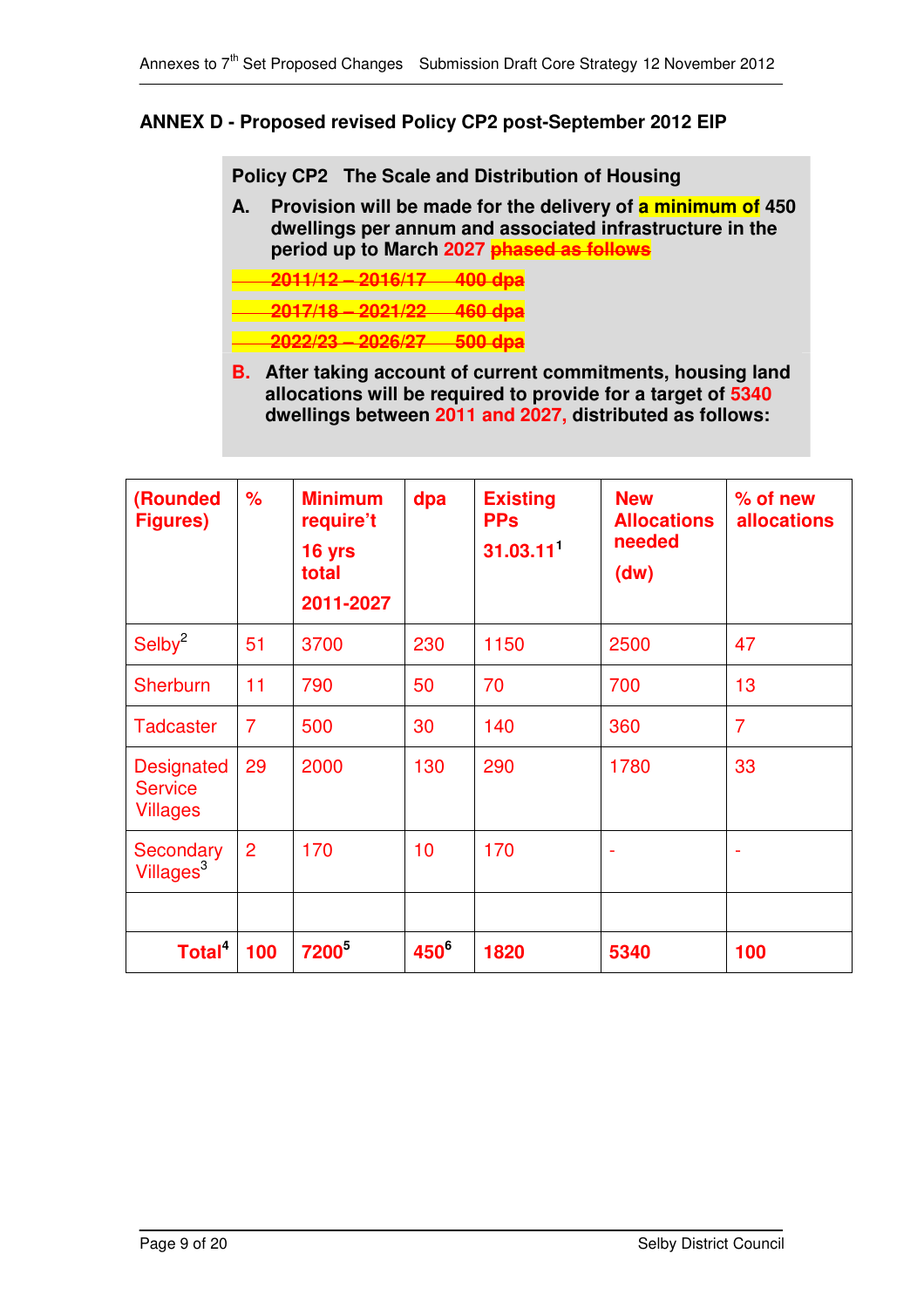## ANNEX D - Proposed revised Policy CP2 post-September 2012 EIP

**Policy CP2 The Scale and Distribution of Housing**

**A.** **Provision will be made for the delivery of a minimum of 450 dwellings per annum and associated infrastructure in the period up to March 2027 ~~phased as follows~~**

~~**2011/12 – 2016/17 400 dpa**~~

~~**2017/18 – 2021/22 460 dpa**~~

~~**2022/23 – 2026/27 500 dpa**~~

**B.** **After taking account of current commitments, housing land allocations will be required to provide for a target of 5340 dwellings between 2011 and 2027, distributed as follows:**

| (Rounded Figures) | % | Minimum require't 16 yrs total 2011-2027 | dpa | Existing PPs 31.03.11[1] | New Allocations needed (dw) | % of new allocations |
|---|---|---|---|---|---|---|
| Selby[2] | 51 | 3700 | 230 | 1150 | 2500 | 47 |
| Sherburn | 11 | 790 | 50 | 70 | 700 | 13 |
| Tadcaster | 7 | 500 | 30 | 140 | 360 | 7 |
| Designated Service Villages | 29 | 2000 | 130 | 290 | 1780 | 33 |
| Secondary Villages[3] | 2 | 170 | 10 | 170 | - | - |
| | | | | | | |
| **Total[4]** | **100** | **7200[5]** | **450[6]** | **1820** | **5340** | **100** |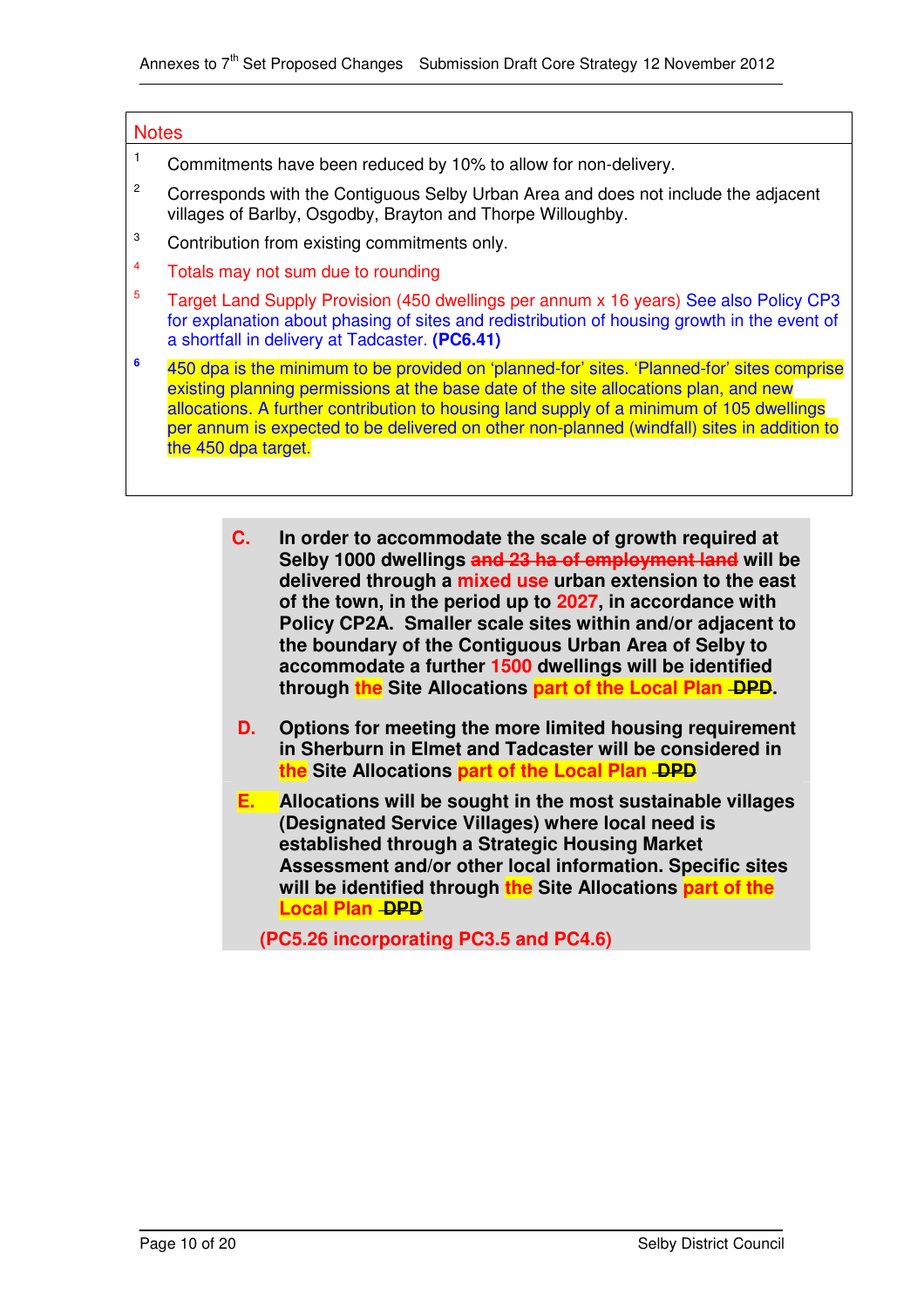**Notes**

1. Commitments have been reduced by 10% to allow for non-delivery.
2. Corresponds with the Contiguous Selby Urban Area and does not include the adjacent villages of Barlby, Osgodby, Brayton and Thorpe Willoughby.
3. Contribution from existing commitments only.
4. Totals may not sum due to rounding
5. Target Land Supply Provision (450 dwellings per annum x 16 years) See also Policy CP3 for explanation about phasing of sites and redistribution of housing growth in the event of a shortfall in delivery at Tadcaster. **(PC6.41)**
6. 450 dpa is the minimum to be provided on 'planned-for' sites. 'Planned-for' sites comprise existing planning permissions at the base date of the site allocations plan, and new allocations. A further contribution to housing land supply of a minimum of 105 dwellings per annum is expected to be delivered on other non-planned (windfall) sites in addition to the 450 dpa target.

**C. In order to accommodate the scale of growth required at Selby 1000 dwellings ~~and 23 ha of employment land~~ will be delivered through a mixed use urban extension to the east of the town, in the period up to 2027, in accordance with Policy CP2A. Smaller scale sites within and/or adjacent to the boundary of the Contiguous Urban Area of Selby to accommodate a further 1500 dwellings will be identified through the Site Allocations part of the Local Plan ~~DPD~~.**

**D. Options for meeting the more limited housing requirement in Sherburn in Elmet and Tadcaster will be considered in the Site Allocations part of the Local Plan ~~DPD~~**

**E. Allocations will be sought in the most sustainable villages (Designated Service Villages) where local need is established through a Strategic Housing Market Assessment and/or other local information. Specific sites will be identified through the Site Allocations part of the Local Plan ~~DPD~~**

**(PC5.26 incorporating PC3.5 and PC4.6)**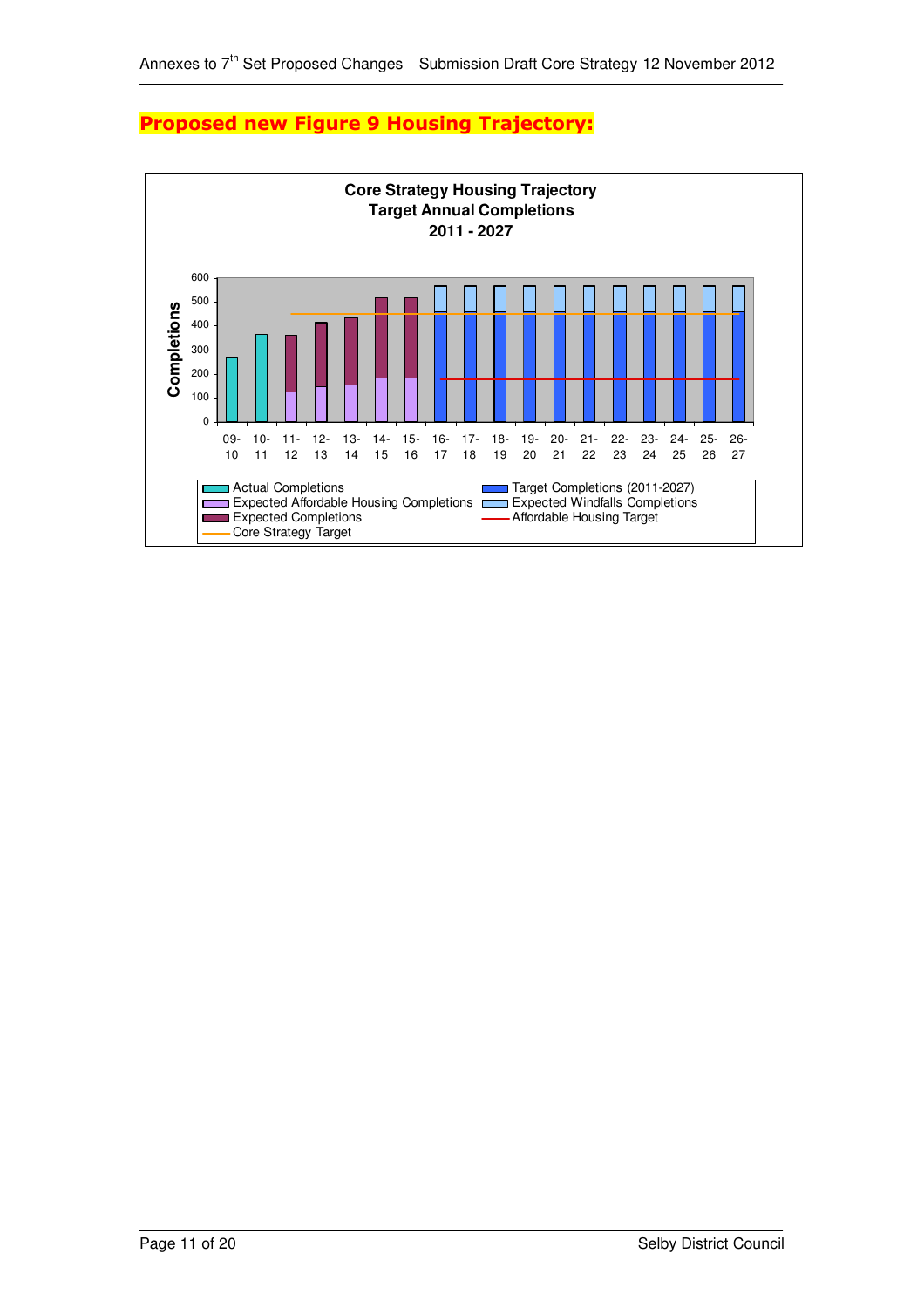# Proposed new Figure 9 Housing Trajectory:

**Core Strategy Housing Trajectory**
**Target Annual Completions**
**2011 - 2027**

Completions

600
500
400
300
200
100
0

09-10 | 10-11 | 11-12 | 12-13 | 13-14 | 14-15 | 15-16 | 16-17 | 17-18 | 18-19 | 19-20 | 20-21 | 21-22 | 22-23 | 23-24 | 24-25 | 25-26 | 26-27

- Actual Completions
- Expected Affordable Housing Completions
- Expected Completions
- Core Strategy Target
- Target Completions (2011-2027)
- Expected Windfalls Completions
- Affordable Housing Target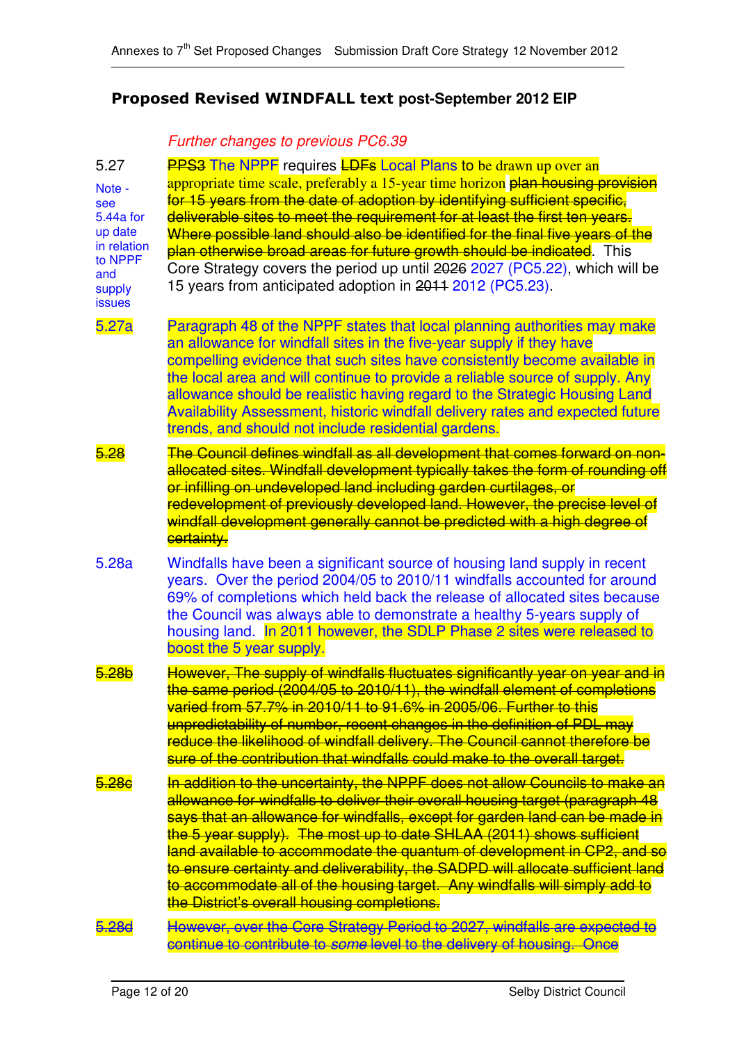## Proposed Revised WINDFALL text post-September 2012 EIP

*Further changes to previous PC6.39*

5.27 ~~PPS3~~ The NPPF requires ~~LDFs~~ Local Plans to be drawn up over an appropriate time scale, preferably a 15-year time horizon ~~plan housing provision for 15 years from the date of adoption by identifying sufficient specific, deliverable sites to meet the requirement for at least the first ten years. Where possible land should also be identified for the final five years of the plan otherwise broad areas for future growth should be indicated~~. This Core Strategy covers the period up until ~~2026~~ 2027 (PC5.22), which will be 15 years from anticipated adoption in ~~2011~~ 2012 (PC5.23).

Note - see 5.44a for up date in relation to NPPF and supply issues

5.27a Paragraph 48 of the NPPF states that local planning authorities may make an allowance for windfall sites in the five-year supply if they have compelling evidence that such sites have consistently become available in the local area and will continue to provide a reliable source of supply. Any allowance should be realistic having regard to the Strategic Housing Land Availability Assessment, historic windfall delivery rates and expected future trends, and should not include residential gardens.

~~5.28 The Council defines windfall as all development that comes forward on non-allocated sites. Windfall development typically takes the form of rounding off or infilling on undeveloped land including garden curtilages, or redevelopment of previously developed land. However, the precise level of windfall development generally cannot be predicted with a high degree of certainty.~~

5.28a Windfalls have been a significant source of housing land supply in recent years. Over the period 2004/05 to 2010/11 windfalls accounted for around 69% of completions which held back the release of allocated sites because the Council was always able to demonstrate a healthy 5-years supply of housing land. In 2011 however, the SDLP Phase 2 sites were released to boost the 5 year supply.

~~5.28b However, The supply of windfalls fluctuates significantly year on year and in the same period (2004/05 to 2010/11), the windfall element of completions varied from 57.7% in 2010/11 to 91.6% in 2005/06. Further to this unpredictability of number, recent changes in the definition of PDL may reduce the likelihood of windfall delivery. The Council cannot therefore be sure of the contribution that windfalls could make to the overall target.~~

~~5.28c In addition to the uncertainty, the NPPF does not allow Councils to make an allowance for windfalls to deliver their overall housing target (paragraph 48 says that an allowance for windfalls, except for garden land can be made in the 5 year supply). The most up to date SHLAA (2011) shows sufficient land available to accommodate the quantum of development in CP2, and so to ensure certainty and deliverability, the SADPD will allocate sufficient land to accommodate all of the housing target. Any windfalls will simply add to the District's overall housing completions.~~

~~5.28d However, over the Core Strategy Period to 2027, windfalls are expected to continue to contribute to *some* level to the delivery of housing. Once~~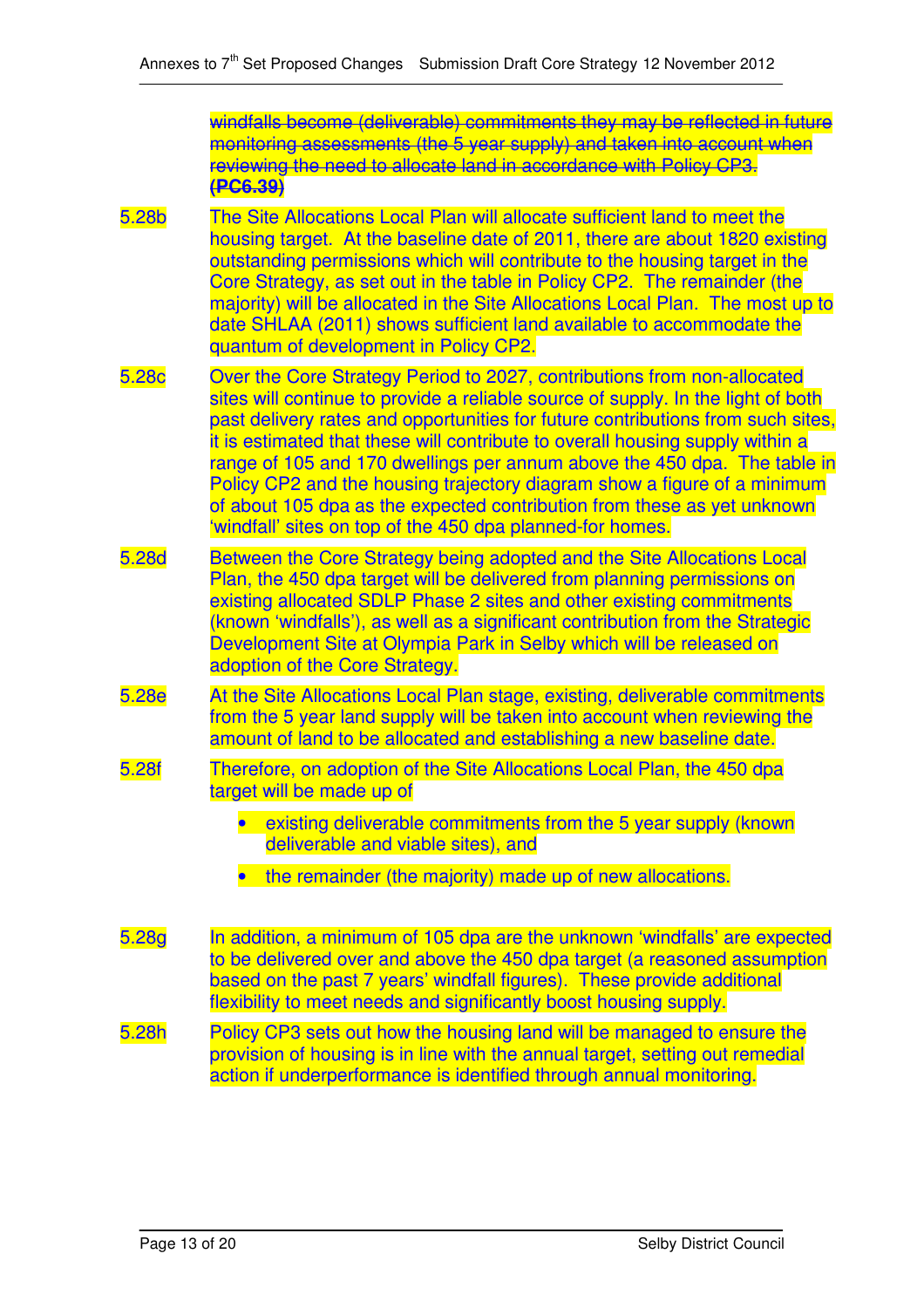~~windfalls become (deliverable) commitments they may be reflected in future monitoring assessments (the 5 year supply) and taken into account when reviewing the need to allocate land in accordance with Policy CP3.~~ **~~(PC6.39)~~**

5.28b The Site Allocations Local Plan will allocate sufficient land to meet the housing target. At the baseline date of 2011, there are about 1820 existing outstanding permissions which will contribute to the housing target in the Core Strategy, as set out in the table in Policy CP2. The remainder (the majority) will be allocated in the Site Allocations Local Plan. The most up to date SHLAA (2011) shows sufficient land available to accommodate the quantum of development in Policy CP2.

5.28c Over the Core Strategy Period to 2027, contributions from non-allocated sites will continue to provide a reliable source of supply. In the light of both past delivery rates and opportunities for future contributions from such sites, it is estimated that these will contribute to overall housing supply within a range of 105 and 170 dwellings per annum above the 450 dpa. The table in Policy CP2 and the housing trajectory diagram show a figure of a minimum of about 105 dpa as the expected contribution from these as yet unknown 'windfall' sites on top of the 450 dpa planned-for homes.

5.28d Between the Core Strategy being adopted and the Site Allocations Local Plan, the 450 dpa target will be delivered from planning permissions on existing allocated SDLP Phase 2 sites and other existing commitments (known 'windfalls'), as well as a significant contribution from the Strategic Development Site at Olympia Park in Selby which will be released on adoption of the Core Strategy.

5.28e At the Site Allocations Local Plan stage, existing, deliverable commitments from the 5 year land supply will be taken into account when reviewing the amount of land to be allocated and establishing a new baseline date.

5.28f Therefore, on adoption of the Site Allocations Local Plan, the 450 dpa target will be made up of

- existing deliverable commitments from the 5 year supply (known deliverable and viable sites), and
- the remainder (the majority) made up of new allocations.

5.28g In addition, a minimum of 105 dpa are the unknown 'windfalls' are expected to be delivered over and above the 450 dpa target (a reasoned assumption based on the past 7 years' windfall figures). These provide additional flexibility to meet needs and significantly boost housing supply.

5.28h Policy CP3 sets out how the housing land will be managed to ensure the provision of housing is in line with the annual target, setting out remedial action if underperformance is identified through annual monitoring.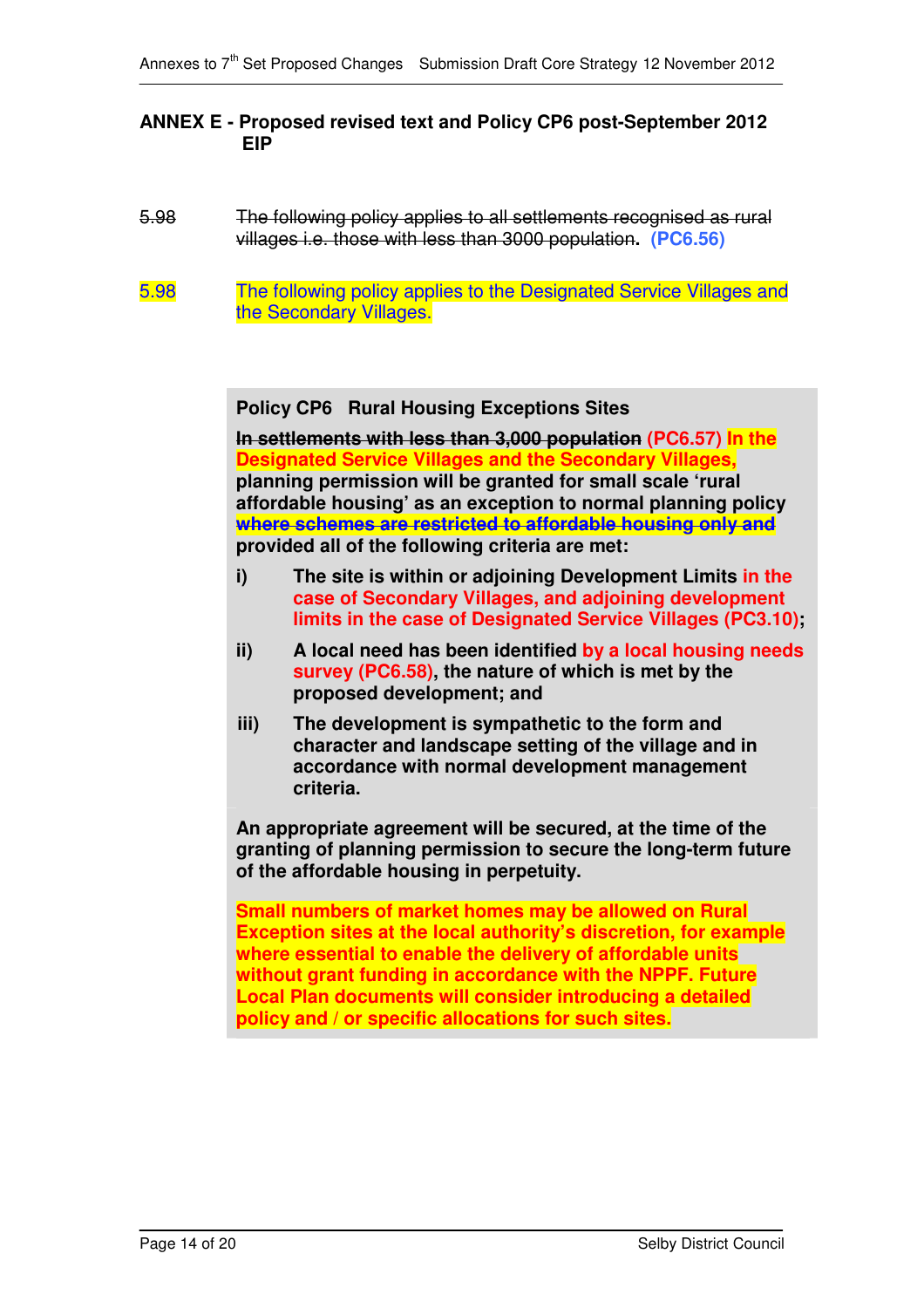## ANNEX E - Proposed revised text and Policy CP6 post-September 2012 EIP

5.98 ~~The following policy applies to all settlements recognised as rural villages i.e. those with less than 3000 population.~~ **(PC6.56)**

5.98 The following policy applies to the Designated Service Villages and the Secondary Villages.

**Policy CP6 Rural Housing Exceptions Sites**

**~~In settlements with less than 3,000 population~~ (PC6.57) In the Designated Service Villages and the Secondary Villages, planning permission will be granted for small scale 'rural affordable housing' as an exception to normal planning policy ~~where schemes are restricted to affordable housing only and~~ provided all of the following criteria are met:**

**i) The site is within or adjoining Development Limits in the case of Secondary Villages, and adjoining development limits in the case of Designated Service Villages (PC3.10);**

**ii) A local need has been identified by a local housing needs survey (PC6.58), the nature of which is met by the proposed development; and**

**iii) The development is sympathetic to the form and character and landscape setting of the village and in accordance with normal development management criteria.**

**An appropriate agreement will be secured, at the time of the granting of planning permission to secure the long-term future of the affordable housing in perpetuity.**

**Small numbers of market homes may be allowed on Rural Exception sites at the local authority's discretion, for example where essential to enable the delivery of affordable units without grant funding in accordance with the NPPF. Future Local Plan documents will consider introducing a detailed policy and / or specific allocations for such sites.**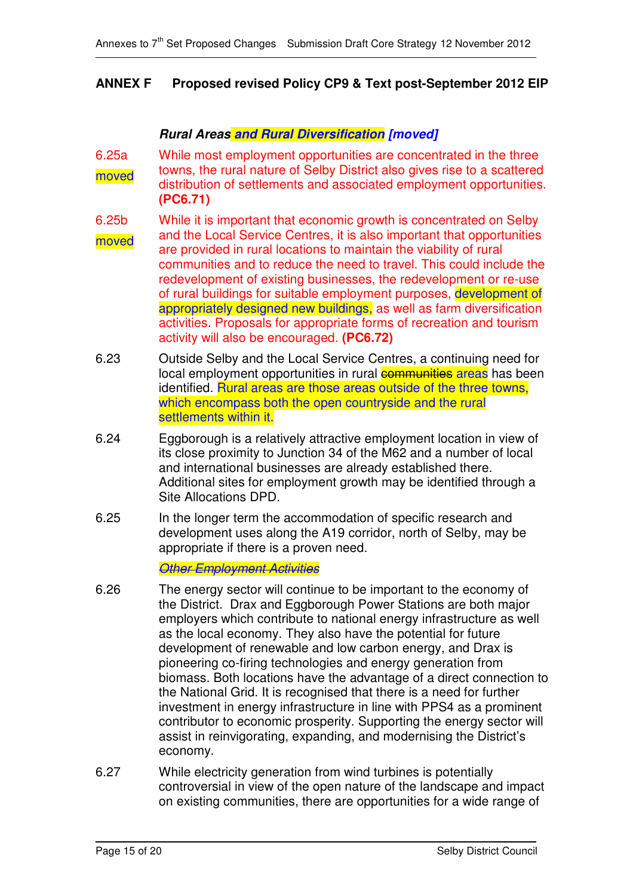## ANNEX F Proposed revised Policy CP9 & Text post-September 2012 EIP

***Rural Areas and Rural Diversification [moved]***

6.25a moved While most employment opportunities are concentrated in the three towns, the rural nature of Selby District also gives rise to a scattered distribution of settlements and associated employment opportunities. **(PC6.71)**

6.25b moved While it is important that economic growth is concentrated on Selby and the Local Service Centres, it is also important that opportunities are provided in rural locations to maintain the viability of rural communities and to reduce the need to travel. This could include the redevelopment of existing businesses, the redevelopment or re-use of rural buildings for suitable employment purposes, development of appropriately designed new buildings, as well as farm diversification activities. Proposals for appropriate forms of recreation and tourism activity will also be encouraged. **(PC6.72)**

6.23 Outside Selby and the Local Service Centres, a continuing need for local employment opportunities in rural ~~communities~~ areas has been identified. Rural areas are those areas outside of the three towns, which encompass both the open countryside and the rural settlements within it.

6.24 Eggborough is a relatively attractive employment location in view of its close proximity to Junction 34 of the M62 and a number of local and international businesses are already established there. Additional sites for employment growth may be identified through a Site Allocations DPD.

6.25 In the longer term the accommodation of specific research and development uses along the A19 corridor, north of Selby, may be appropriate if there is a proven need.

~~*Other Employment Activities*~~

6.26 The energy sector will continue to be important to the economy of the District. Drax and Eggborough Power Stations are both major employers which contribute to national energy infrastructure as well as the local economy. They also have the potential for future development of renewable and low carbon energy, and Drax is pioneering co-firing technologies and energy generation from biomass. Both locations have the advantage of a direct connection to the National Grid. It is recognised that there is a need for further investment in energy infrastructure in line with PPS4 as a prominent contributor to economic prosperity. Supporting the energy sector will assist in reinvigorating, expanding, and modernising the District's economy.

6.27 While electricity generation from wind turbines is potentially controversial in view of the open nature of the landscape and impact on existing communities, there are opportunities for a wide range of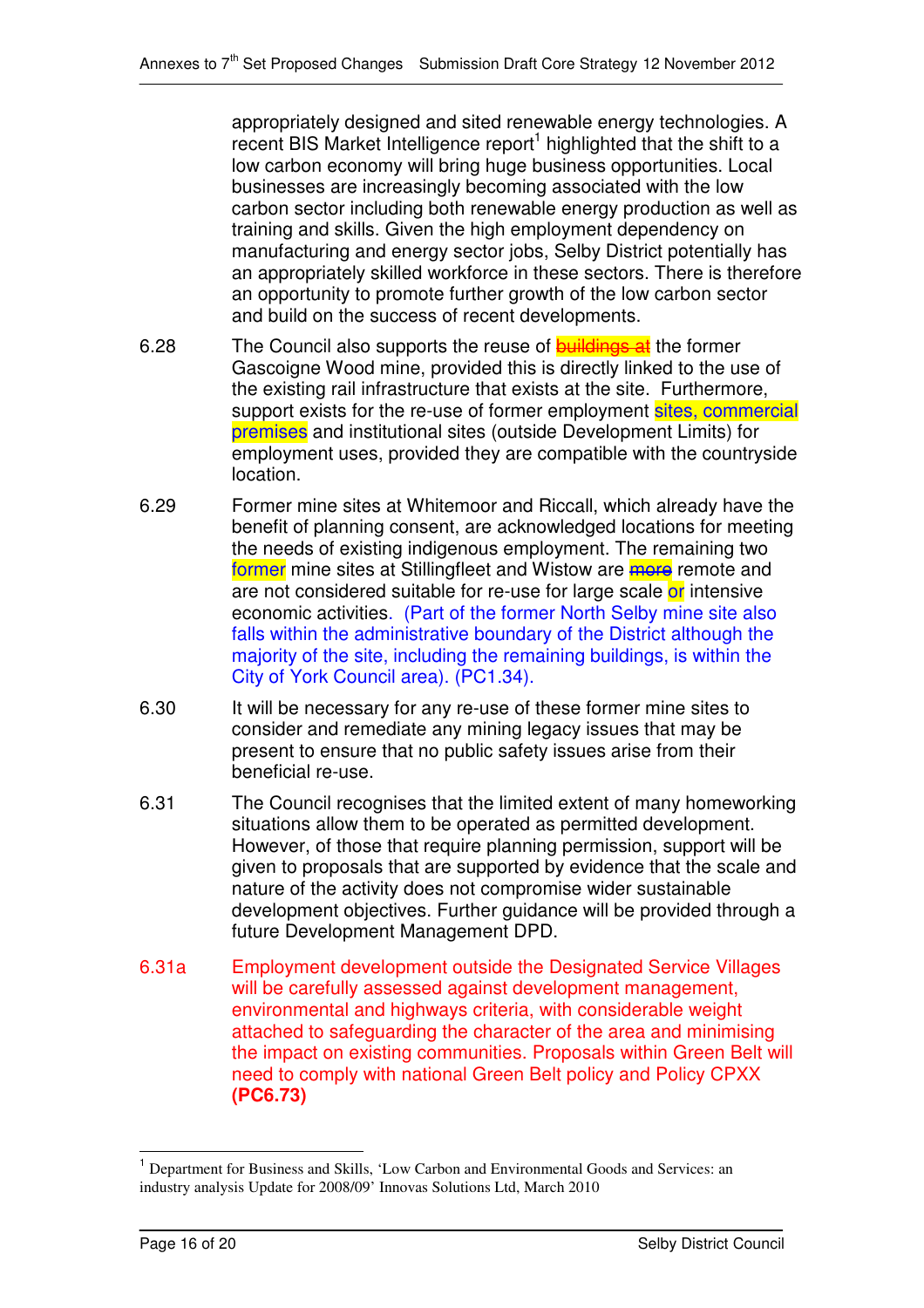appropriately designed and sited renewable energy technologies. A recent BIS Market Intelligence report[1] highlighted that the shift to a low carbon economy will bring huge business opportunities. Local businesses are increasingly becoming associated with the low carbon sector including both renewable energy production as well as training and skills. Given the high employment dependency on manufacturing and energy sector jobs, Selby District potentially has an appropriately skilled workforce in these sectors. There is therefore an opportunity to promote further growth of the low carbon sector and build on the success of recent developments.

6.28 The Council also supports the reuse of ~~buildings at~~ the former Gascoigne Wood mine, provided this is directly linked to the use of the existing rail infrastructure that exists at the site. Furthermore, support exists for the re-use of former employment sites, commercial premises and institutional sites (outside Development Limits) for employment uses, provided they are compatible with the countryside location.

6.29 Former mine sites at Whitemoor and Riccall, which already have the benefit of planning consent, are acknowledged locations for meeting the needs of existing indigenous employment. The remaining two former mine sites at Stillingfleet and Wistow are ~~more~~ remote and are not considered suitable for re-use for large scale or intensive economic activities. (Part of the former North Selby mine site also falls within the administrative boundary of the District although the majority of the site, including the remaining buildings, is within the City of York Council area). (PC1.34).

6.30 It will be necessary for any re-use of these former mine sites to consider and remediate any mining legacy issues that may be present to ensure that no public safety issues arise from their beneficial re-use.

6.31 The Council recognises that the limited extent of many homeworking situations allow them to be operated as permitted development. However, of those that require planning permission, support will be given to proposals that are supported by evidence that the scale and nature of the activity does not compromise wider sustainable development objectives. Further guidance will be provided through a future Development Management DPD.

6.31a Employment development outside the Designated Service Villages will be carefully assessed against development management, environmental and highways criteria, with considerable weight attached to safeguarding the character of the area and minimising the impact on existing communities. Proposals within Green Belt will need to comply with national Green Belt policy and Policy CPXX **(PC6.73)**

---

[1] Department for Business and Skills, 'Low Carbon and Environmental Goods and Services: an industry analysis Update for 2008/09' Innovas Solutions Ltd, March 2010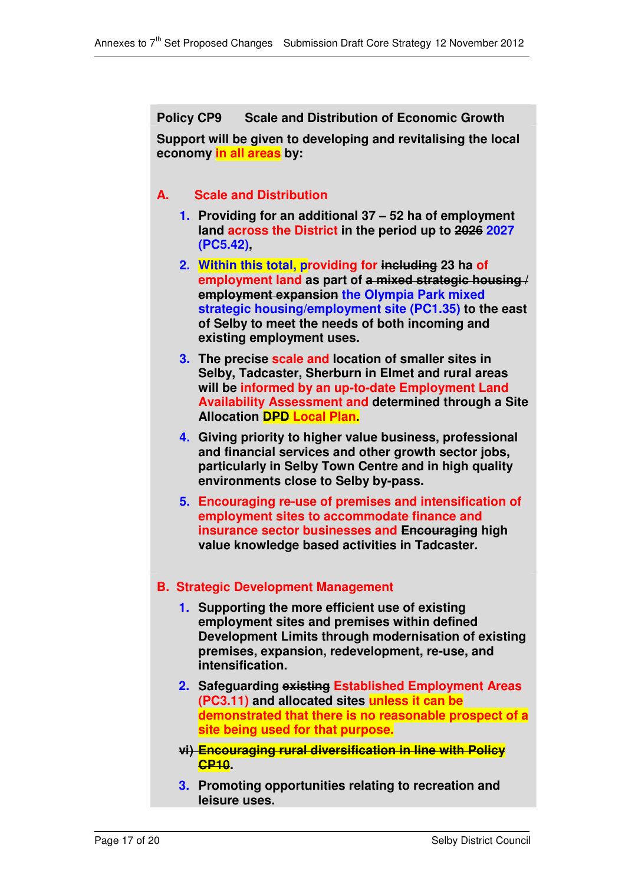**Policy CP9 Scale and Distribution of Economic Growth**

**Support will be given to developing and revitalising the local economy in all areas by:**

**A. Scale and Distribution**

1. **Providing for an additional 37 – 52 ha of employment land across the District in the period up to ~~2026~~ 2027 (PC5.42),**
2. **Within this total, providing for ~~including~~ 23 ha of employment land as part of ~~a mixed strategic housing / employment expansion~~ the Olympia Park mixed strategic housing/employment site (PC1.35) to the east of Selby to meet the needs of both incoming and existing employment uses.**
3. **The precise scale and location of smaller sites in Selby, Tadcaster, Sherburn in Elmet and rural areas will be informed by an up-to-date Employment Land Availability Assessment and determined through a Site Allocation ~~DPD~~ Local Plan.**
4. **Giving priority to higher value business, professional and financial services and other growth sector jobs, particularly in Selby Town Centre and in high quality environments close to Selby by-pass.**
5. **Encouraging re-use of premises and intensification of employment sites to accommodate finance and insurance sector businesses and ~~Encouraging~~ high value knowledge based activities in Tadcaster.**

**B. Strategic Development Management**

1. **Supporting the more efficient use of existing employment sites and premises within defined Development Limits through modernisation of existing premises, expansion, redevelopment, re-use, and intensification.**
2. **Safeguarding ~~existing~~ Established Employment Areas (PC3.11) and allocated sites unless it can be demonstrated that there is no reasonable prospect of a site being used for that purpose.**

**~~vi) Encouraging rural diversification in line with Policy CP10~~.**

3. **Promoting opportunities relating to recreation and leisure uses.**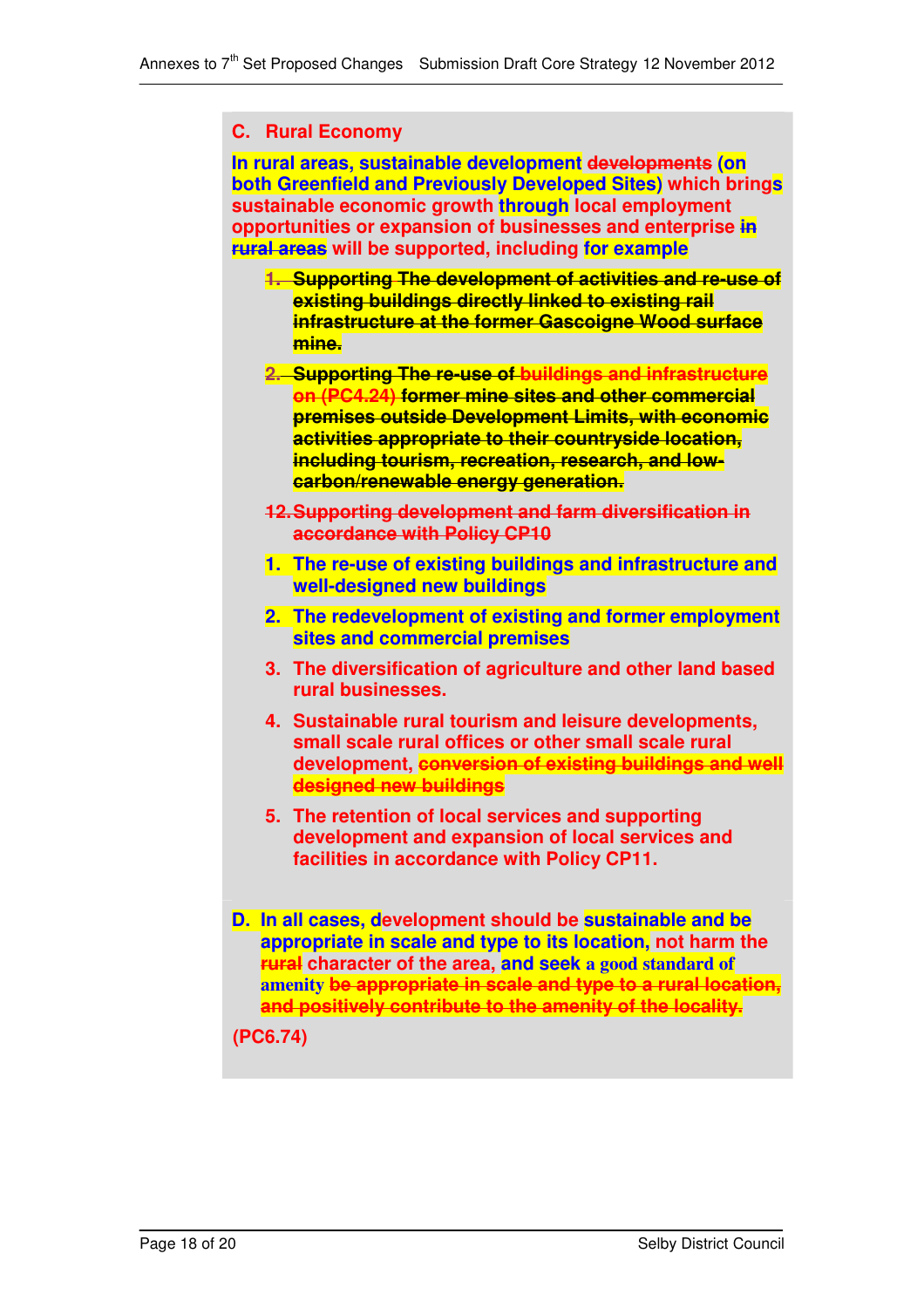## C. Rural Economy

**In rural areas, sustainable development ~~developments~~ (on both Greenfield and Previously Developed Sites) which brings sustainable economic growth through local employment opportunities or expansion of businesses and enterprise ~~in rural areas~~ will be supported, including for example**

1. ~~**Supporting The development of activities and re-use of existing buildings directly linked to existing rail infrastructure at the former Gascoigne Wood surface mine.**~~

2. ~~**Supporting The re-use of buildings and infrastructure on (PC4.24) former mine sites and other commercial premises outside Development Limits, with economic activities appropriate to their countryside location, including tourism, recreation, research, and low-carbon/renewable energy generation.**~~

~~**12. Supporting development and farm diversification in accordance with Policy CP10**~~

1. **The re-use of existing buildings and infrastructure and well-designed new buildings**

2. **The redevelopment of existing and former employment sites and commercial premises**

3. **The diversification of agriculture and other land based rural businesses.**

4. **Sustainable rural tourism and leisure developments, small scale rural offices or other small scale rural development, ~~conversion of existing buildings and well designed new buildings~~**

5. **The retention of local services and supporting development and expansion of local services and facilities in accordance with Policy CP11.**

**D. In all cases, development should be sustainable and be appropriate in scale and type to its location, not harm the ~~rural~~ character of the area, and seek a good standard of amenity ~~be appropriate in scale and type to a rural location, and positively contribute to the amenity of the locality.~~**

**(PC6.74)**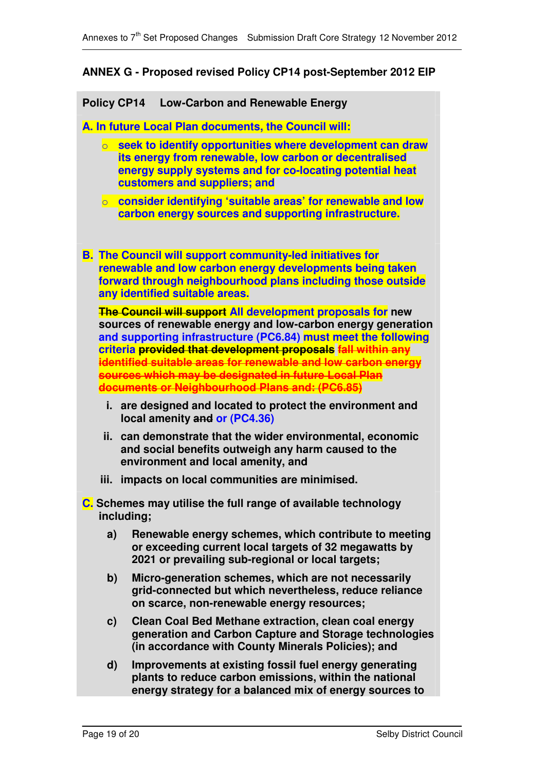**ANNEX G - Proposed revised Policy CP14 post-September 2012 EIP**

**Policy CP14 Low-Carbon and Renewable Energy**

**A. In future Local Plan documents, the Council will:**

- **seek to identify opportunities where development can draw its energy from renewable, low carbon or decentralised energy supply systems and for co-locating potential heat customers and suppliers; and**
- **consider identifying 'suitable areas' for renewable and low carbon energy sources and supporting infrastructure.**

**B. The Council will support community-led initiatives for renewable and low carbon energy developments being taken forward through neighbourhood plans including those outside any identified suitable areas.**

**~~The Council will support~~ All development proposals for new sources of renewable energy and low-carbon energy generation and supporting infrastructure (PC6.84) must meet the following criteria ~~provided that development proposals~~ ~~fall within any identified suitable areas for renewable and low carbon energy sources which may be designated in future Local Plan documents or Neighbourhood Plans and: (PC6.85)~~**

- **i. are designed and located to protect the environment and local amenity ~~and~~ or (PC4.36)**
- **ii. can demonstrate that the wider environmental, economic and social benefits outweigh any harm caused to the environment and local amenity, and**
- **iii. impacts on local communities are minimised.**

**C. Schemes may utilise the full range of available technology including;**

- **a) Renewable energy schemes, which contribute to meeting or exceeding current local targets of 32 megawatts by 2021 or prevailing sub-regional or local targets;**
- **b) Micro-generation schemes, which are not necessarily grid-connected but which nevertheless, reduce reliance on scarce, non-renewable energy resources;**
- **c) Clean Coal Bed Methane extraction, clean coal energy generation and Carbon Capture and Storage technologies (in accordance with County Minerals Policies); and**
- **d) Improvements at existing fossil fuel energy generating plants to reduce carbon emissions, within the national energy strategy for a balanced mix of energy sources to**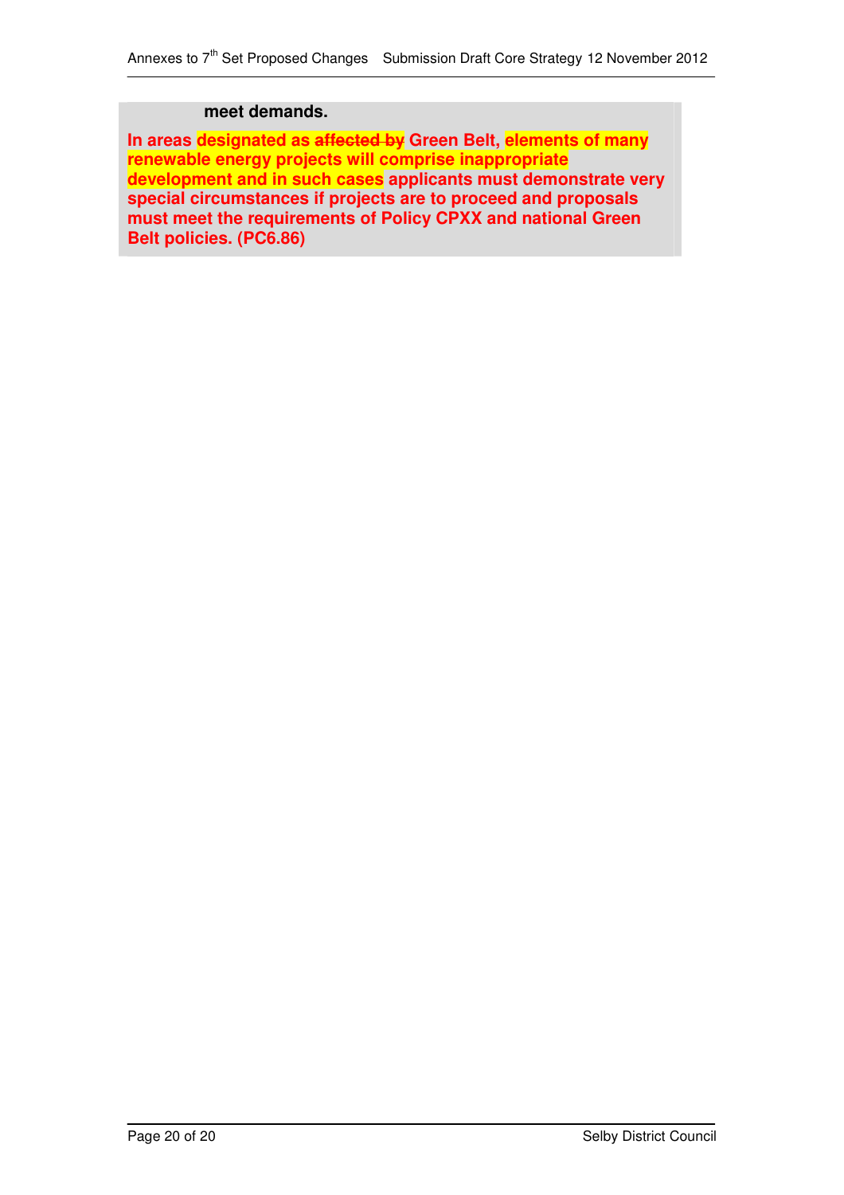**meet demands.**

**In areas designated as ~~affected by~~ Green Belt, elements of many renewable energy projects will comprise inappropriate development and in such cases applicants must demonstrate very special circumstances if projects are to proceed and proposals must meet the requirements of Policy CPXX and national Green Belt policies. (PC6.86)**